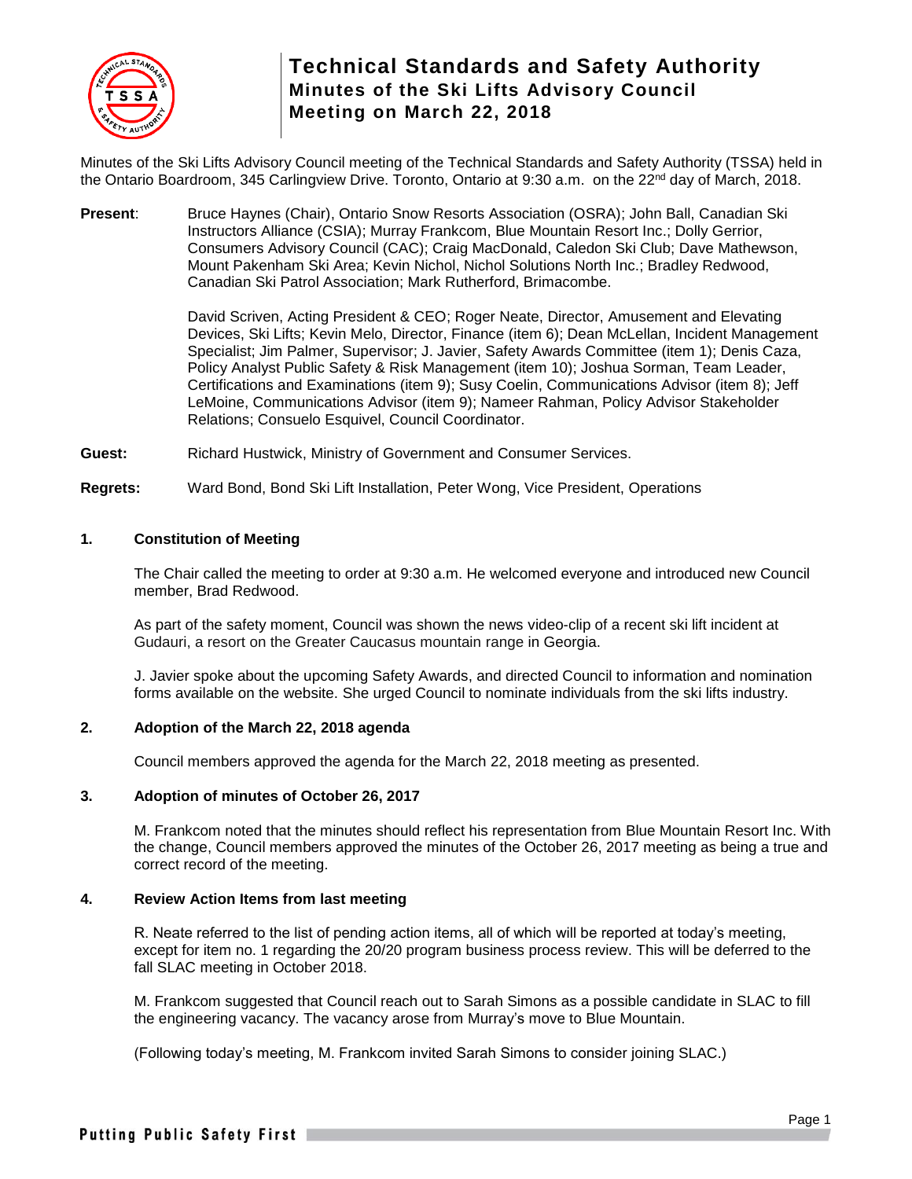# Technical Standards and Safety Authority
## Minutes of the Ski Lifts Advisory Council
## Meeting on March 22, 2018

Minutes of the Ski Lifts Advisory Council meeting of the Technical Standards and Safety Authority (TSSA) held in the Ontario Boardroom, 345 Carlingview Drive. Toronto, Ontario at 9:30 a.m. on the 22nd day of March, 2018.

**Present**: Bruce Haynes (Chair), Ontario Snow Resorts Association (OSRA); John Ball, Canadian Ski Instructors Alliance (CSIA); Murray Frankcom, Blue Mountain Resort Inc.; Dolly Gerrior, Consumers Advisory Council (CAC); Craig MacDonald, Caledon Ski Club; Dave Mathewson, Mount Pakenham Ski Area; Kevin Nichol, Nichol Solutions North Inc.; Bradley Redwood, Canadian Ski Patrol Association; Mark Rutherford, Brimacombe.

David Scriven, Acting President & CEO; Roger Neate, Director, Amusement and Elevating Devices, Ski Lifts; Kevin Melo, Director, Finance (item 6); Dean McLellan, Incident Management Specialist; Jim Palmer, Supervisor; J. Javier, Safety Awards Committee (item 1); Denis Caza, Policy Analyst Public Safety & Risk Management (item 10); Joshua Sorman, Team Leader, Certifications and Examinations (item 9); Susy Coelin, Communications Advisor (item 8); Jeff LeMoine, Communications Advisor (item 9); Nameer Rahman, Policy Advisor Stakeholder Relations; Consuelo Esquivel, Council Coordinator.

**Guest:** Richard Hustwick, Ministry of Government and Consumer Services.

**Regrets:** Ward Bond, Bond Ski Lift Installation, Peter Wong, Vice President, Operations

### 1. Constitution of Meeting

The Chair called the meeting to order at 9:30 a.m. He welcomed everyone and introduced new Council member, Brad Redwood.

As part of the safety moment, Council was shown the news video-clip of a recent ski lift incident at Gudauri, a resort on the Greater Caucasus mountain range in Georgia.

J. Javier spoke about the upcoming Safety Awards, and directed Council to information and nomination forms available on the website. She urged Council to nominate individuals from the ski lifts industry.

### 2. Adoption of the March 22, 2018 agenda

Council members approved the agenda for the March 22, 2018 meeting as presented.

### 3. Adoption of minutes of October 26, 2017

M. Frankcom noted that the minutes should reflect his representation from Blue Mountain Resort Inc. With the change, Council members approved the minutes of the October 26, 2017 meeting as being a true and correct record of the meeting.

### 4. Review Action Items from last meeting

R. Neate referred to the list of pending action items, all of which will be reported at today's meeting, except for item no. 1 regarding the 20/20 program business process review. This will be deferred to the fall SLAC meeting in October 2018.

M. Frankcom suggested that Council reach out to Sarah Simons as a possible candidate in SLAC to fill the engineering vacancy. The vacancy arose from Murray's move to Blue Mountain.

(Following today's meeting, M. Frankcom invited Sarah Simons to consider joining SLAC.)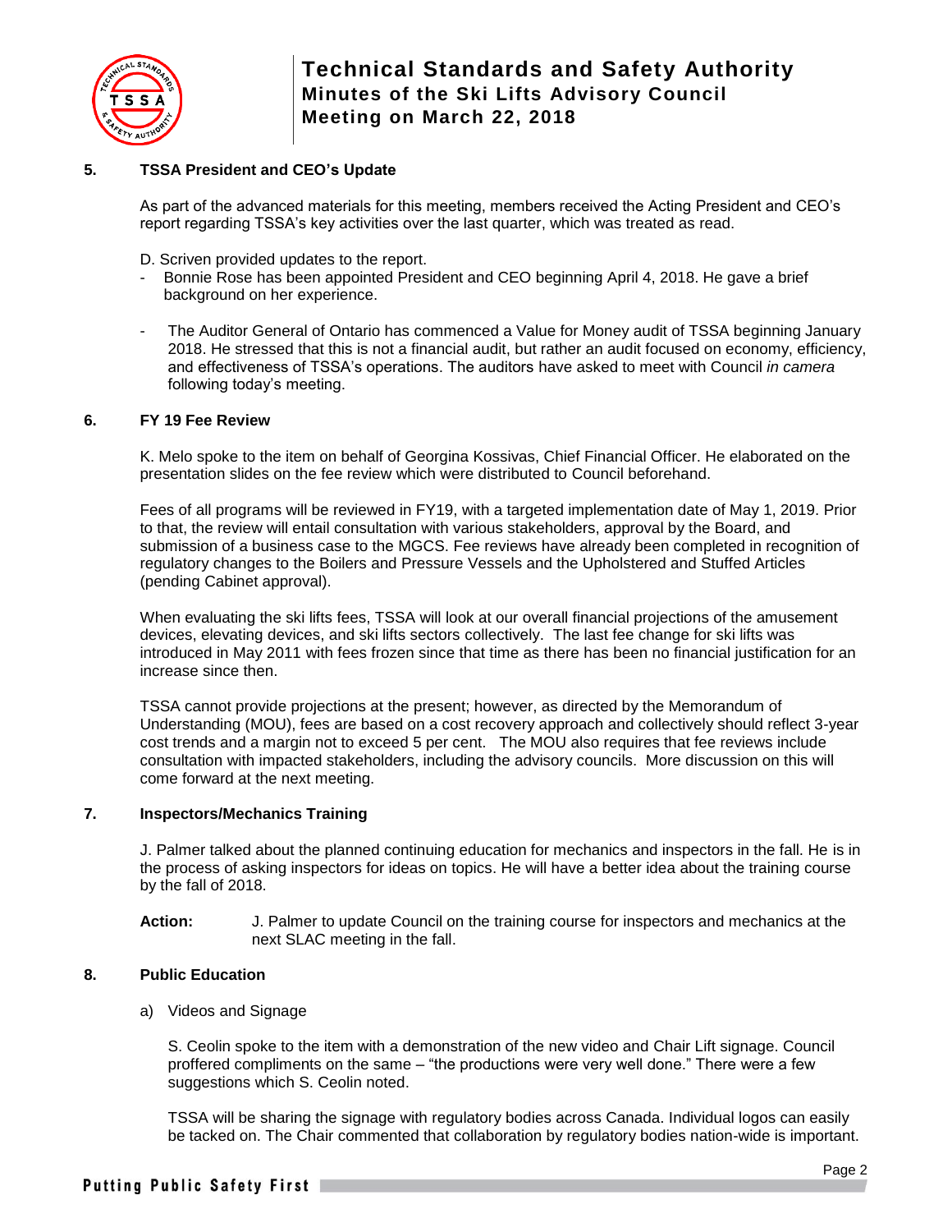## 5. TSSA President and CEO's Update

As part of the advanced materials for this meeting, members received the Acting President and CEO's report regarding TSSA's key activities over the last quarter, which was treated as read.

D. Scriven provided updates to the report.

- Bonnie Rose has been appointed President and CEO beginning April 4, 2018. He gave a brief background on her experience.
- The Auditor General of Ontario has commenced a Value for Money audit of TSSA beginning January 2018. He stressed that this is not a financial audit, but rather an audit focused on economy, efficiency, and effectiveness of TSSA's operations. The auditors have asked to meet with Council *in camera* following today's meeting.

## 6. FY 19 Fee Review

K. Melo spoke to the item on behalf of Georgina Kossivas, Chief Financial Officer. He elaborated on the presentation slides on the fee review which were distributed to Council beforehand.

Fees of all programs will be reviewed in FY19, with a targeted implementation date of May 1, 2019. Prior to that, the review will entail consultation with various stakeholders, approval by the Board, and submission of a business case to the MGCS. Fee reviews have already been completed in recognition of regulatory changes to the Boilers and Pressure Vessels and the Upholstered and Stuffed Articles (pending Cabinet approval).

When evaluating the ski lifts fees, TSSA will look at our overall financial projections of the amusement devices, elevating devices, and ski lifts sectors collectively. The last fee change for ski lifts was introduced in May 2011 with fees frozen since that time as there has been no financial justification for an increase since then.

TSSA cannot provide projections at the present; however, as directed by the Memorandum of Understanding (MOU), fees are based on a cost recovery approach and collectively should reflect 3-year cost trends and a margin not to exceed 5 per cent. The MOU also requires that fee reviews include consultation with impacted stakeholders, including the advisory councils. More discussion on this will come forward at the next meeting.

## 7. Inspectors/Mechanics Training

J. Palmer talked about the planned continuing education for mechanics and inspectors in the fall. He is in the process of asking inspectors for ideas on topics. He will have a better idea about the training course by the fall of 2018.

**Action:** J. Palmer to update Council on the training course for inspectors and mechanics at the next SLAC meeting in the fall.

## 8. Public Education

a) Videos and Signage

S. Ceolin spoke to the item with a demonstration of the new video and Chair Lift signage. Council proffered compliments on the same – "the productions were very well done." There were a few suggestions which S. Ceolin noted.

TSSA will be sharing the signage with regulatory bodies across Canada. Individual logos can easily be tacked on. The Chair commented that collaboration by regulatory bodies nation-wide is important.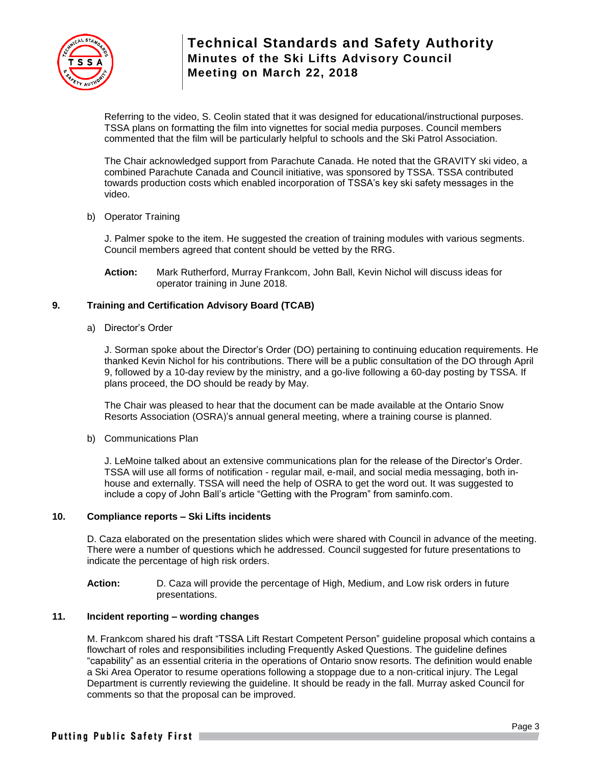Referring to the video, S. Ceolin stated that it was designed for educational/instructional purposes. TSSA plans on formatting the film into vignettes for social media purposes. Council members commented that the film will be particularly helpful to schools and the Ski Patrol Association.

The Chair acknowledged support from Parachute Canada. He noted that the GRAVITY ski video, a combined Parachute Canada and Council initiative, was sponsored by TSSA. TSSA contributed towards production costs which enabled incorporation of TSSA's key ski safety messages in the video.

b) Operator Training

J. Palmer spoke to the item. He suggested the creation of training modules with various segments. Council members agreed that content should be vetted by the RRG.

**Action:** Mark Rutherford, Murray Frankcom, John Ball, Kevin Nichol will discuss ideas for operator training in June 2018.

## 9. Training and Certification Advisory Board (TCAB)

a) Director's Order

J. Sorman spoke about the Director's Order (DO) pertaining to continuing education requirements. He thanked Kevin Nichol for his contributions. There will be a public consultation of the DO through April 9, followed by a 10-day review by the ministry, and a go-live following a 60-day posting by TSSA. If plans proceed, the DO should be ready by May.

The Chair was pleased to hear that the document can be made available at the Ontario Snow Resorts Association (OSRA)'s annual general meeting, where a training course is planned.

b) Communications Plan

J. LeMoine talked about an extensive communications plan for the release of the Director's Order. TSSA will use all forms of notification - regular mail, e-mail, and social media messaging, both in-house and externally. TSSA will need the help of OSRA to get the word out. It was suggested to include a copy of John Ball's article "Getting with the Program" from saminfo.com.

## 10. Compliance reports – Ski Lifts incidents

D. Caza elaborated on the presentation slides which were shared with Council in advance of the meeting. There were a number of questions which he addressed. Council suggested for future presentations to indicate the percentage of high risk orders.

**Action:** D. Caza will provide the percentage of High, Medium, and Low risk orders in future presentations.

## 11. Incident reporting – wording changes

M. Frankcom shared his draft "TSSA Lift Restart Competent Person" guideline proposal which contains a flowchart of roles and responsibilities including Frequently Asked Questions. The guideline defines "capability" as an essential criteria in the operations of Ontario snow resorts. The definition would enable a Ski Area Operator to resume operations following a stoppage due to a non-critical injury. The Legal Department is currently reviewing the guideline. It should be ready in the fall. Murray asked Council for comments so that the proposal can be improved.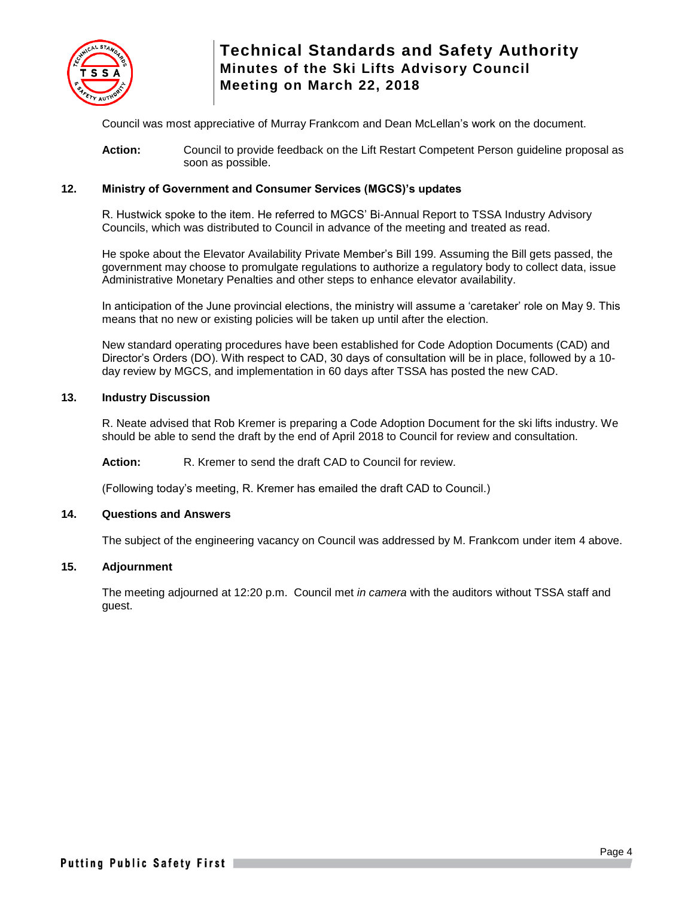Council was most appreciative of Murray Frankcom and Dean McLellan's work on the document.

**Action:** Council to provide feedback on the Lift Restart Competent Person guideline proposal as soon as possible.

### 12. Ministry of Government and Consumer Services (MGCS)'s updates

R. Hustwick spoke to the item. He referred to MGCS' Bi-Annual Report to TSSA Industry Advisory Councils, which was distributed to Council in advance of the meeting and treated as read.

He spoke about the Elevator Availability Private Member's Bill 199. Assuming the Bill gets passed, the government may choose to promulgate regulations to authorize a regulatory body to collect data, issue Administrative Monetary Penalties and other steps to enhance elevator availability.

In anticipation of the June provincial elections, the ministry will assume a 'caretaker' role on May 9. This means that no new or existing policies will be taken up until after the election.

New standard operating procedures have been established for Code Adoption Documents (CAD) and Director's Orders (DO). With respect to CAD, 30 days of consultation will be in place, followed by a 10-day review by MGCS, and implementation in 60 days after TSSA has posted the new CAD.

### 13. Industry Discussion

R. Neate advised that Rob Kremer is preparing a Code Adoption Document for the ski lifts industry. We should be able to send the draft by the end of April 2018 to Council for review and consultation.

**Action:** R. Kremer to send the draft CAD to Council for review.

(Following today's meeting, R. Kremer has emailed the draft CAD to Council.)

### 14. Questions and Answers

The subject of the engineering vacancy on Council was addressed by M. Frankcom under item 4 above.

### 15. Adjournment

The meeting adjourned at 12:20 p.m. Council met *in camera* with the auditors without TSSA staff and guest.